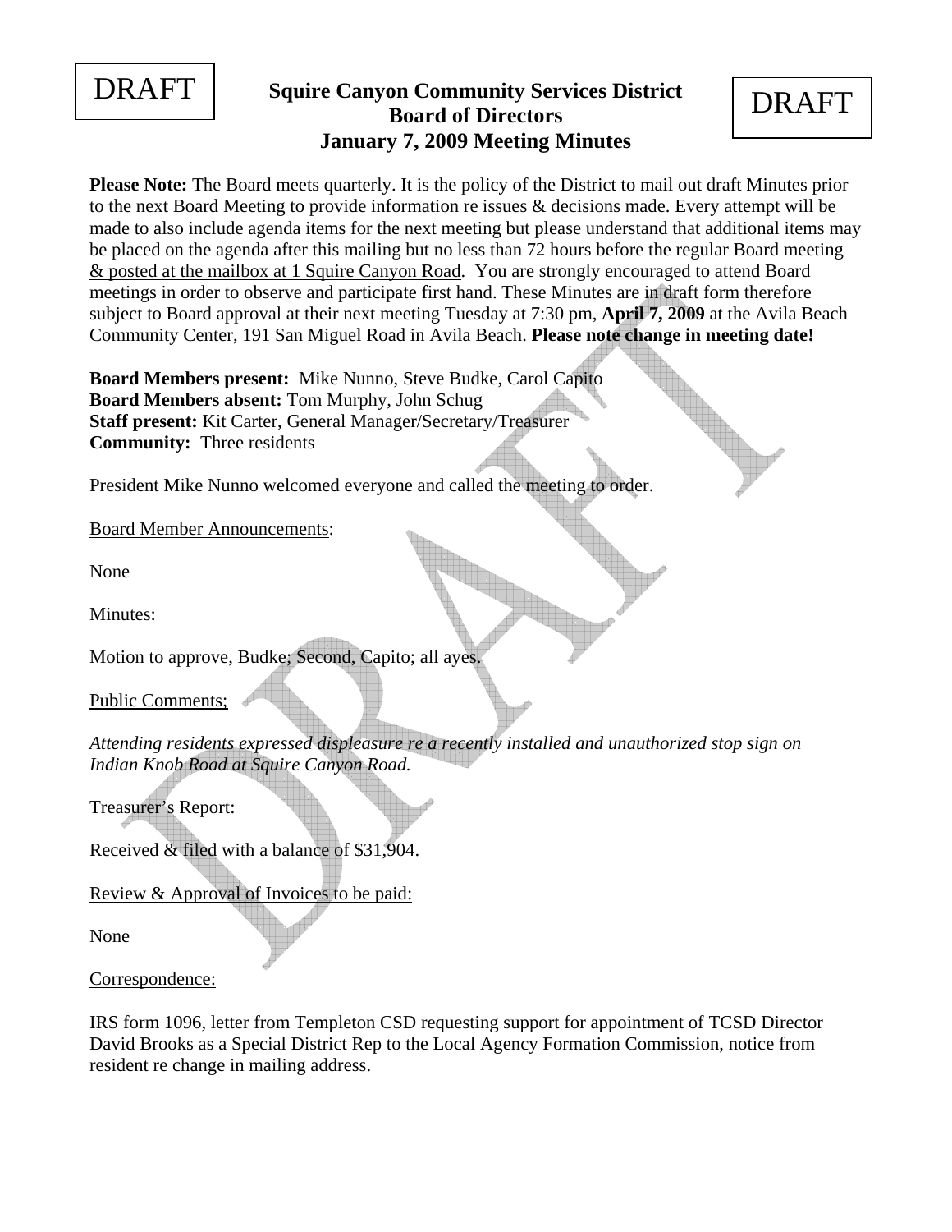DRAFT

# Squire Canyon Community Services District
## Board of Directors
## January 7, 2009 Meeting Minutes

DRAFT

**Please Note:** The Board meets quarterly. It is the policy of the District to mail out draft Minutes prior to the next Board Meeting to provide information re issues & decisions made. Every attempt will be made to also include agenda items for the next meeting but please understand that additional items may be placed on the agenda after this mailing but no less than 72 hours before the regular Board meeting <u>& posted at the mailbox at 1 Squire Canyon Road</u>. You are strongly encouraged to attend Board meetings in order to observe and participate first hand. These Minutes are in draft form therefore subject to Board approval at their next meeting Tuesday at 7:30 pm, **April 7, 2009** at the Avila Beach Community Center, 191 San Miguel Road in Avila Beach. **Please note change in meeting date!**

**Board Members present:** Mike Nunno, Steve Budke, Carol Capito
**Board Members absent:** Tom Murphy, John Schug
**Staff present:** Kit Carter, General Manager/Secretary/Treasurer
**Community:** Three residents

President Mike Nunno welcomed everyone and called the meeting to order.

<u>Board Member Announcements</u>:

None

<u>Minutes:</u>

Motion to approve, Budke; Second, Capito; all ayes.

<u>Public Comments;</u>

*Attending residents expressed displeasure re a recently installed and unauthorized stop sign on Indian Knob Road at Squire Canyon Road.*

<u>Treasurer's Report:</u>

Received & filed with a balance of $31,904.

<u>Review & Approval of Invoices to be paid:</u>

None

<u>Correspondence:</u>

IRS form 1096, letter from Templeton CSD requesting support for appointment of TCSD Director David Brooks as a Special District Rep to the Local Agency Formation Commission, notice from resident re change in mailing address.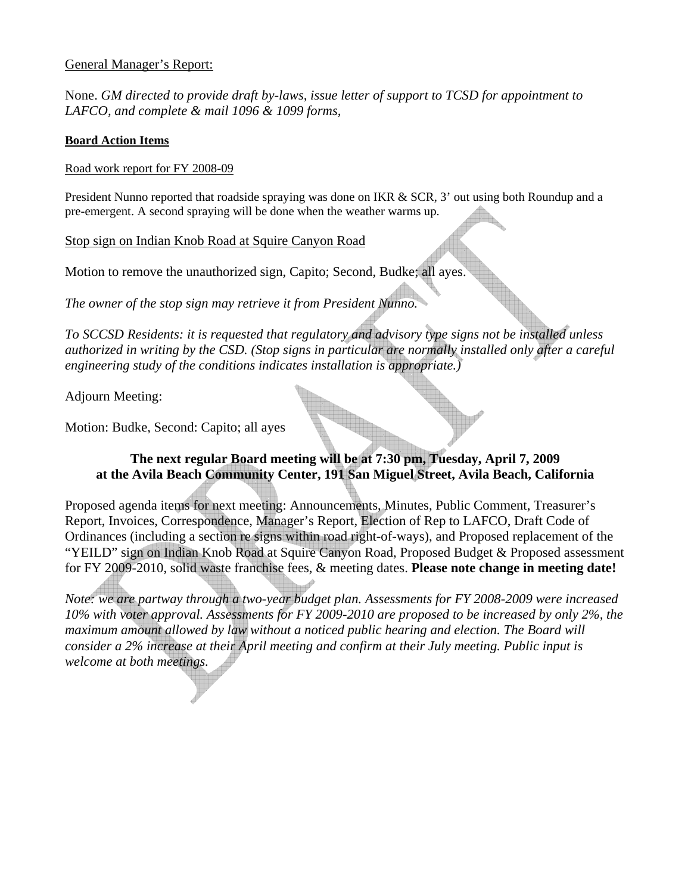General Manager's Report:

None. *GM directed to provide draft by-laws, issue letter of support to TCSD for appointment to LAFCO, and complete & mail 1096 & 1099 forms,*

**Board Action Items**

Road work report for FY 2008-09

President Nunno reported that roadside spraying was done on IKR & SCR, 3' out using both Roundup and a pre-emergent. A second spraying will be done when the weather warms up.

Stop sign on Indian Knob Road at Squire Canyon Road

Motion to remove the unauthorized sign, Capito; Second, Budke; all ayes.

*The owner of the stop sign may retrieve it from President Nunno.*

*To SCCSD Residents: it is requested that regulatory and advisory type signs not be installed unless authorized in writing by the CSD. (Stop signs in particular are normally installed only after a careful engineering study of the conditions indicates installation is appropriate.)*

Adjourn Meeting:

Motion: Budke, Second: Capito; all ayes

**The next regular Board meeting will be at 7:30 pm, Tuesday, April 7, 2009 at the Avila Beach Community Center, 191 San Miguel Street, Avila Beach, California**

Proposed agenda items for next meeting: Announcements, Minutes, Public Comment, Treasurer's Report, Invoices, Correspondence, Manager's Report, Election of Rep to LAFCO, Draft Code of Ordinances (including a section re signs within road right-of-ways), and Proposed replacement of the "YEILD" sign on Indian Knob Road at Squire Canyon Road, Proposed Budget & Proposed assessment for FY 2009-2010, solid waste franchise fees, & meeting dates. **Please note change in meeting date!**

*Note: we are partway through a two-year budget plan. Assessments for FY 2008-2009 were increased 10% with voter approval. Assessments for FY 2009-2010 are proposed to be increased by only 2%, the maximum amount allowed by law without a noticed public hearing and election. The Board will consider a 2% increase at their April meeting and confirm at their July meeting. Public input is welcome at both meetings.*